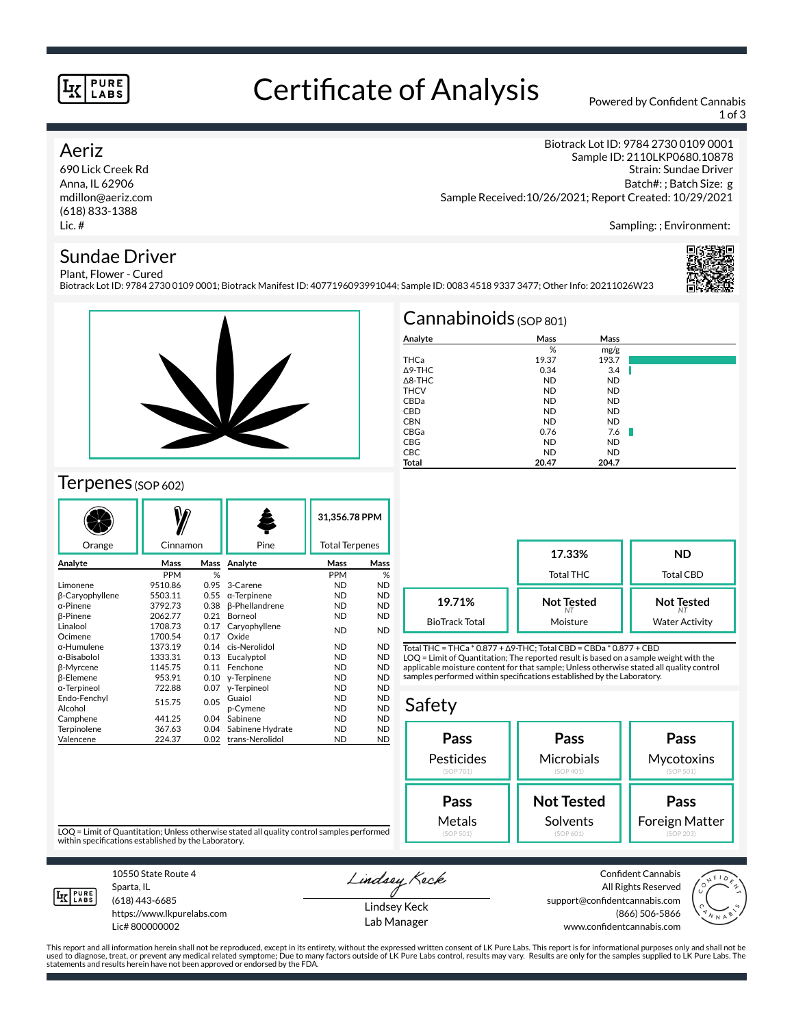# Certificate of Analysis

Powered by Confident Cannabis

## Aeriz

690 Lick Creek Rd
Anna, IL 62906
mdillon@aeriz.com
(618) 833-1388
Lic. #

Biotrack Lot ID: 9784 2730 0109 0001
Sample ID: 2110LKP0680.10878
Strain: Sundae Driver
Batch#: ; Batch Size: g
Sample Received:10/26/2021; Report Created: 10/29/2021

Sampling: ; Environment:

## Sundae Driver

Plant, Flower - Cured
Biotrack Lot ID: 9784 2730 0109 0001; Biotrack Manifest ID: 4077196093991044; Sample ID: 0083 4518 9337 3477; Other Info: 20211026W23

## Cannabinoids (SOP 801)

| Analyte | Mass | Mass |
|---|---|---|
| | % | mg/g |
| THCa | 19.37 | 193.7 |
| Δ9-THC | 0.34 | 3.4 |
| Δ8-THC | ND | ND |
| THCV | ND | ND |
| CBDa | ND | ND |
| CBD | ND | ND |
| CBN | ND | ND |
| CBGa | 0.76 | 7.6 |
| CBG | ND | ND |
| CBC | ND | ND |
| **Total** | **20.47** | **204.7** |

| | | |
|---|---|---|
| | **17.33%** Total THC | **ND** Total CBD |
| **19.71%** BioTrack Total | **Not Tested** (NT) Moisture | **Not Tested** (NT) Water Activity |

Total THC = THCa * 0.877 + Δ9-THC; Total CBD = CBDa * 0.877 + CBD
LOQ = Limit of Quantitation; The reported result is based on a sample weight with the applicable moisture content for that sample; Unless otherwise stated all quality control samples performed within specifications established by the Laboratory.

## Terpenes (SOP 602)

Orange | Cinnamon | Pine | **31,356.78 PPM** Total Terpenes

| Analyte | Mass | Mass | Analyte | Mass | Mass |
|---|---|---|---|---|---|
| | PPM | % | | PPM | % |
| Limonene | 9510.86 | 0.95 | 3-Carene | ND | ND |
| β-Caryophyllene | 5503.11 | 0.55 | α-Terpinene | ND | ND |
| α-Pinene | 3792.73 | 0.38 | β-Phellandrene | ND | ND |
| β-Pinene | 2062.77 | 0.21 | Borneol | ND | ND |
| Linalool | 1708.73 | 0.17 | Caryophyllene Oxide | ND | ND |
| Ocimene | 1700.54 | 0.17 | | | |
| α-Humulene | 1373.19 | 0.14 | cis-Nerolidol | ND | ND |
| α-Bisabolol | 1333.31 | 0.13 | Eucalyptol | ND | ND |
| β-Myrcene | 1145.75 | 0.11 | Fenchone | ND | ND |
| β-Elemene | 953.91 | 0.10 | γ-Terpinene | ND | ND |
| α-Terpineol | 722.88 | 0.07 | γ-Terpineol | ND | ND |
| Endo-Fenchyl Alcohol | 515.75 | 0.05 | Guaiol | ND | ND |
| | | | p-Cymene | ND | ND |
| Camphene | 441.25 | 0.04 | Sabinene | ND | ND |
| Terpinolene | 367.63 | 0.04 | Sabinene Hydrate | ND | ND |
| Valencene | 224.37 | 0.02 | trans-Nerolidol | ND | ND |

LOQ = Limit of Quantitation; Unless otherwise stated all quality control samples performed within specifications established by the Laboratory.

## Safety

| | | |
|---|---|---|
| **Pass** Pesticides (SOP 701) | **Pass** Microbials (SOP 401) | **Pass** Mycotoxins (SOP 501) |
| **Pass** Metals (SOP 501) | **Not Tested** Solvents (SOP 601) | **Pass** Foreign Matter (SOP 203) |

10550 State Route 4
Sparta, IL
(618) 443-6685
https://www.lkpurelabs.com
Lic# 800000002

Lindsey Keck
Lab Manager

Confident Cannabis
All Rights Reserved
support@confidentcannabis.com
(866) 506-5866
www.confidentcannabis.com

This report and all information herein shall not be reproduced, except in its entirety, without the expressed written consent of LK Pure Labs. This report is for informational purposes only and shall not be used to diagnose, treat, or prevent any medical related symptome; Due to many factors outside of LK Pure Labs control, results may vary. Results are only for the samples supplied to LK Pure Labs. The statements and results herein have not been approved or endorsed by the FDA.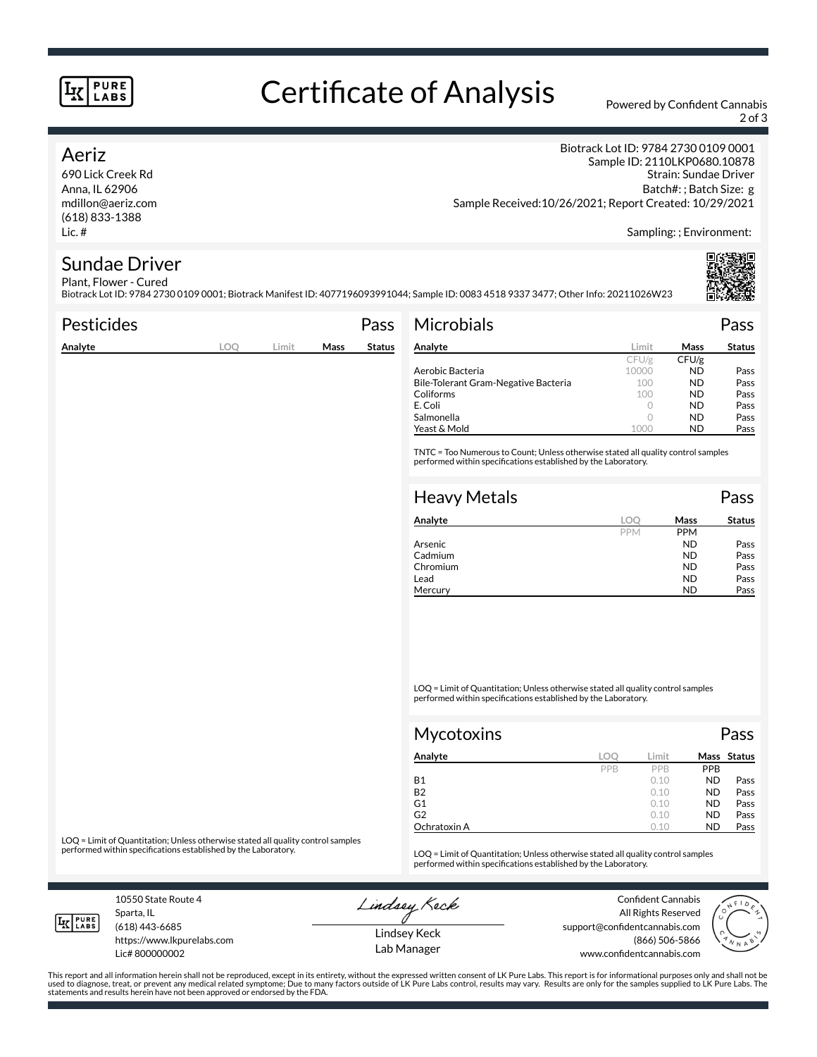# Certificate of Analysis

Powered by Confident Cannabis

## Aeriz

690 Lick Creek Rd
Anna, IL 62906
mdillon@aeriz.com
(618) 833-1388
Lic. #

Biotrack Lot ID: 9784 2730 0109 0001
Sample ID: 2110LKP0680.10878
Strain: Sundae Driver
Batch#: ; Batch Size: g
Sample Received:10/26/2021; Report Created: 10/29/2021

Sampling: ; Environment:

## Sundae Driver

Plant, Flower - Cured
Biotrack Lot ID: 9784 2730 0109 0001; Biotrack Manifest ID: 4077196093991044; Sample ID: 0083 4518 9337 3477; Other Info: 20211026W23

### Pesticides — Pass

| Analyte | LOQ | Limit | Mass | Status |
|---|---|---|---|---|

LOQ = Limit of Quantitation; Unless otherwise stated all quality control samples performed within specifications established by the Laboratory.

### Microbials — Pass

| Analyte | Limit | Mass | Status |
|---|---|---|---|
| | CFU/g | CFU/g | |
| Aerobic Bacteria | 10000 | ND | Pass |
| Bile-Tolerant Gram-Negative Bacteria | 100 | ND | Pass |
| Coliforms | 100 | ND | Pass |
| E. Coli | 0 | ND | Pass |
| Salmonella | 0 | ND | Pass |
| Yeast & Mold | 1000 | ND | Pass |

TNTC = Too Numerous to Count; Unless otherwise stated all quality control samples performed within specifications established by the Laboratory.

### Heavy Metals — Pass

| Analyte | LOQ | Mass | Status |
|---|---|---|---|
| | PPM | PPM | |
| Arsenic | | ND | Pass |
| Cadmium | | ND | Pass |
| Chromium | | ND | Pass |
| Lead | | ND | Pass |
| Mercury | | ND | Pass |

LOQ = Limit of Quantitation; Unless otherwise stated all quality control samples performed within specifications established by the Laboratory.

### Mycotoxins — Pass

| Analyte | LOQ | Limit | Mass | Status |
|---|---|---|---|---|
| | PPB | PPB | PPB | |
| B1 | | 0.10 | ND | Pass |
| B2 | | 0.10 | ND | Pass |
| G1 | | 0.10 | ND | Pass |
| G2 | | 0.10 | ND | Pass |
| Ochratoxin A | | 0.10 | ND | Pass |

LOQ = Limit of Quantitation; Unless otherwise stated all quality control samples performed within specifications established by the Laboratory.

10550 State Route 4
Sparta, IL
(618) 443-6685
https://www.lkpurelabs.com
Lic# 800000002

Lindsey Keck
Lab Manager

Confident Cannabis
All Rights Reserved
support@confidentcannabis.com
(866) 506-5866
www.confidentcannabis.com

This report and all information herein shall not be reproduced, except in its entirety, without the expressed written consent of LK Pure Labs. This report is for informational purposes only and shall not be used to diagnose, treat, or prevent any medical related symptome; Due to many factors outside of LK Pure Labs control, results may vary. Results are only for the samples supplied to LK Pure Labs. The statements and results herein have not been approved or endorsed by the FDA.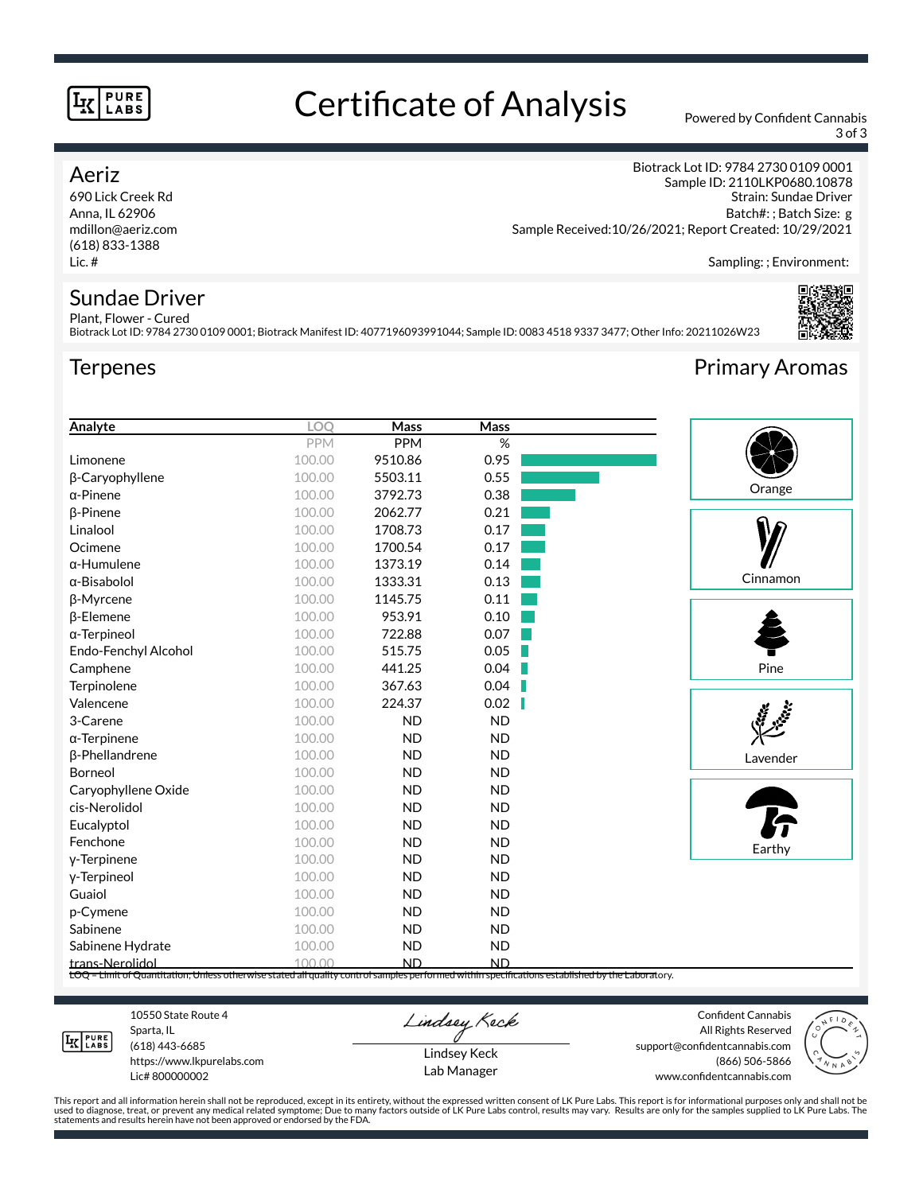# Certificate of Analysis

Powered by Confident Cannabis

## Aeriz

690 Lick Creek Rd
Anna, IL 62906
mdillon@aeriz.com
(618) 833-1388
Lic. #

Biotrack Lot ID: 9784 2730 0109 0001
Sample ID: 2110LKP0680.10878
Strain: Sundae Driver
Batch#: ; Batch Size: g
Sample Received:10/26/2021; Report Created: 10/29/2021

Sampling: ; Environment:

## Sundae Driver

Plant, Flower - Cured
Biotrack Lot ID: 9784 2730 0109 0001; Biotrack Manifest ID: 4077196093991044; Sample ID: 0083 4518 9337 3477; Other Info: 20211026W23

## Terpenes

| Analyte | LOQ | Mass | Mass |
|---|---|---|---|
| | PPM | PPM | % |
| Limonene | 100.00 | 9510.86 | 0.95 |
| β-Caryophyllene | 100.00 | 5503.11 | 0.55 |
| α-Pinene | 100.00 | 3792.73 | 0.38 |
| β-Pinene | 100.00 | 2062.77 | 0.21 |
| Linalool | 100.00 | 1708.73 | 0.17 |
| Ocimene | 100.00 | 1700.54 | 0.17 |
| α-Humulene | 100.00 | 1373.19 | 0.14 |
| α-Bisabolol | 100.00 | 1333.31 | 0.13 |
| β-Myrcene | 100.00 | 1145.75 | 0.11 |
| β-Elemene | 100.00 | 953.91 | 0.10 |
| α-Terpineol | 100.00 | 722.88 | 0.07 |
| Endo-Fenchyl Alcohol | 100.00 | 515.75 | 0.05 |
| Camphene | 100.00 | 441.25 | 0.04 |
| Terpinolene | 100.00 | 367.63 | 0.04 |
| Valencene | 100.00 | 224.37 | 0.02 |
| 3-Carene | 100.00 | ND | ND |
| α-Terpinene | 100.00 | ND | ND |
| β-Phellandrene | 100.00 | ND | ND |
| Borneol | 100.00 | ND | ND |
| Caryophyllene Oxide | 100.00 | ND | ND |
| cis-Nerolidol | 100.00 | ND | ND |
| Eucalyptol | 100.00 | ND | ND |
| Fenchone | 100.00 | ND | ND |
| γ-Terpinene | 100.00 | ND | ND |
| γ-Terpineol | 100.00 | ND | ND |
| Guaiol | 100.00 | ND | ND |
| p-Cymene | 100.00 | ND | ND |
| Sabinene | 100.00 | ND | ND |
| Sabinene Hydrate | 100.00 | ND | ND |
| trans-Nerolidol | 100.00 | ND | ND |

LOQ = Limit of Quantitation; Unless otherwise stated all quality control samples performed within specifications established by the Laboratory.

## Primary Aromas

Orange
Cinnamon
Pine
Lavender
Earthy

10550 State Route 4
Sparta, IL
(618) 443-6685
https://www.lkpurelabs.com
Lic# 800000002

Lindsey Keck
Lab Manager

Confident Cannabis
All Rights Reserved
support@confidentcannabis.com
(866) 506-5866
www.confidentcannabis.com

This report and all information herein shall not be reproduced, except in its entirety, without the expressed written consent of LK Pure Labs. This report is for informational purposes only and shall not be used to diagnose, treat, or prevent any medical related symptome; Due to many factors outside of LK Pure Labs control, results may vary. Results are only for the samples supplied to LK Pure Labs. The statements and results herein have not been approved or endorsed by the FDA.